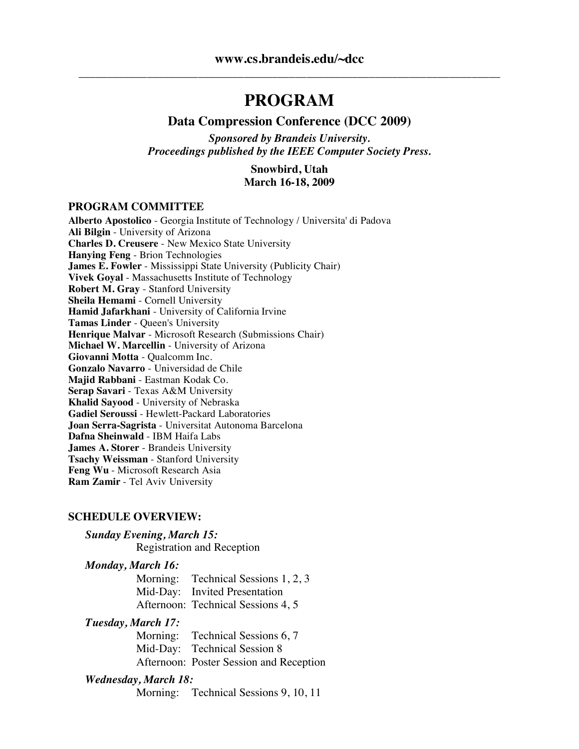**www.cs.brandeis.edu/~dcc**

---

# PROGRAM

## Data Compression Conference (DCC 2009)

***Sponsored by Brandeis University.***
***Proceedings published by the IEEE Computer Society Press.***

**Snowbird, Utah**
**March 16-18, 2009**

### PROGRAM COMMITTEE

**Alberto Apostolico** - Georgia Institute of Technology / Universita' di Padova
**Ali Bilgin** - University of Arizona
**Charles D. Creusere** - New Mexico State University
**Hanying Feng** - Brion Technologies
**James E. Fowler** - Mississippi State University (Publicity Chair)
**Vivek Goyal** - Massachusetts Institute of Technology
**Robert M. Gray** - Stanford University
**Sheila Hemami** - Cornell University
**Hamid Jafarkhani** - University of California Irvine
**Tamas Linder** - Queen's University
**Henrique Malvar** - Microsoft Research (Submissions Chair)
**Michael W. Marcellin** - University of Arizona
**Giovanni Motta** - Qualcomm Inc.
**Gonzalo Navarro** - Universidad de Chile
**Majid Rabbani** - Eastman Kodak Co.
**Serap Savari** - Texas A&M University
**Khalid Sayood** - University of Nebraska
**Gadiel Seroussi** - Hewlett-Packard Laboratories
**Joan Serra-Sagrista** - Universitat Autonoma Barcelona
**Dafna Sheinwald** - IBM Haifa Labs
**James A. Storer** - Brandeis University
**Tsachy Weissman** - Stanford University
**Feng Wu** - Microsoft Research Asia
**Ram Zamir** - Tel Aviv University

### SCHEDULE OVERVIEW:

***Sunday Evening, March 15:***
Registration and Reception

***Monday, March 16:***
Morning: Technical Sessions 1, 2, 3
Mid-Day: Invited Presentation
Afternoon: Technical Sessions 4, 5

***Tuesday, March 17:***
Morning: Technical Sessions 6, 7
Mid-Day: Technical Session 8
Afternoon: Poster Session and Reception

***Wednesday, March 18:***
Morning: Technical Sessions 9, 10, 11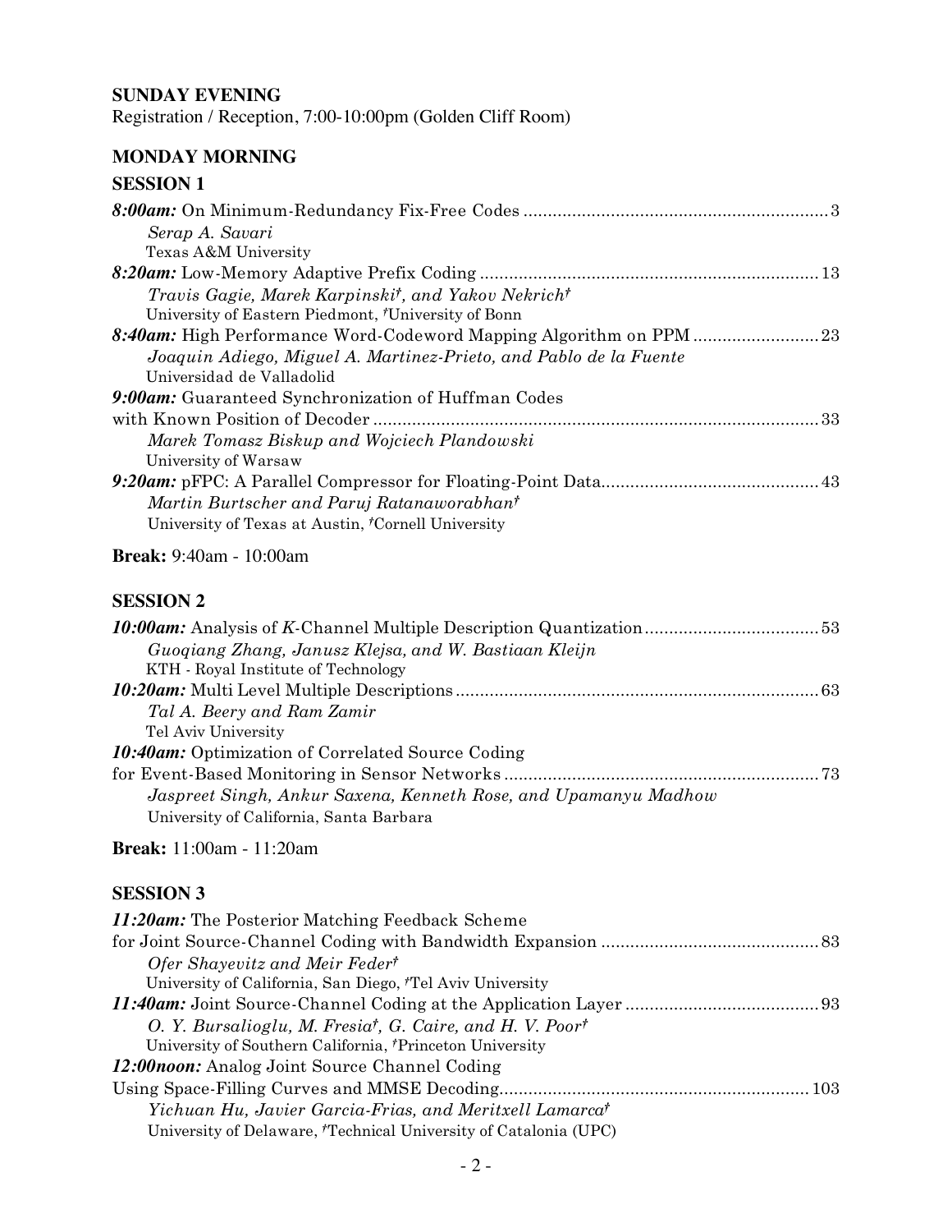**SUNDAY EVENING**

Registration / Reception, 7:00-10:00pm (Golden Cliff Room)

**MONDAY MORNING**

**SESSION 1**

***8:00am:*** On Minimum-Redundancy Fix-Free Codes ............................................................... 3
*Serap A. Savari*
Texas A&M University

***8:20am:*** Low-Memory Adaptive Prefix Coding ..................................................................... 13
*Travis Gagie, Marek Karpinski†, and Yakov Nekrich†*
University of Eastern Piedmont, †University of Bonn

***8:40am:*** High Performance Word-Codeword Mapping Algorithm on PPM .......................... 23
*Joaquin Adiego, Miguel A. Martinez-Prieto, and Pablo de la Fuente*
Universidad de Valladolid

***9:00am:*** Guaranteed Synchronization of Huffman Codes with Known Position of Decoder ............................................................................................ 33
*Marek Tomasz Biskup and Wojciech Plandowski*
University of Warsaw

***9:20am:*** pFPC: A Parallel Compressor for Floating-Point Data............................................. 43
*Martin Burtscher and Paruj Ratanaworabhan†*
University of Texas at Austin, †Cornell University

**Break:** 9:40am - 10:00am

**SESSION 2**

***10:00am:*** Analysis of *K*-Channel Multiple Description Quantization.................................... 53
*Guoqiang Zhang, Janusz Klejsa, and W. Bastiaan Kleijn*
KTH - Royal Institute of Technology

***10:20am:*** Multi Level Multiple Descriptions ........................................................................... 63
*Tal A. Beery and Ram Zamir*
Tel Aviv University

***10:40am:*** Optimization of Correlated Source Coding for Event-Based Monitoring in Sensor Networks ................................................................. 73
*Jaspreet Singh, Ankur Saxena, Kenneth Rose, and Upamanyu Madhow*
University of California, Santa Barbara

**Break:** 11:00am - 11:20am

**SESSION 3**

***11:20am:*** The Posterior Matching Feedback Scheme for Joint Source-Channel Coding with Bandwidth Expansion ............................................. 83
*Ofer Shayevitz and Meir Feder†*
University of California, San Diego, †Tel Aviv University

***11:40am:*** Joint Source-Channel Coding at the Application Layer ........................................ 93
*O. Y. Bursalioglu, M. Fresia†, G. Caire, and H. V. Poor†*
University of Southern California, †Princeton University

***12:00noon:*** Analog Joint Source Channel Coding Using Space-Filling Curves and MMSE Decoding................................................................ 103
*Yichuan Hu, Javier Garcia-Frias, and Meritxell Lamarca†*
University of Delaware, †Technical University of Catalonia (UPC)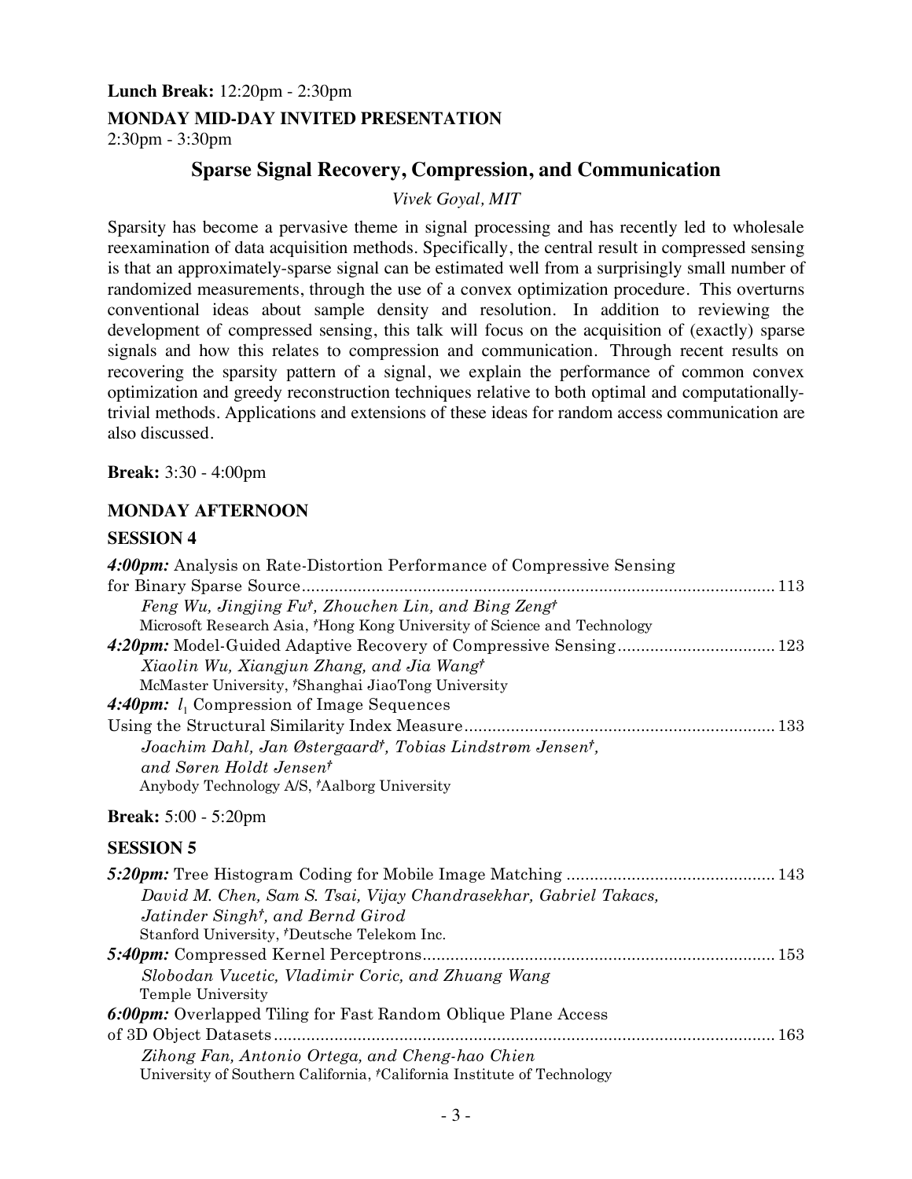**Lunch Break:** 12:20pm - 2:30pm

**MONDAY MID-DAY INVITED PRESENTATION**

2:30pm - 3:30pm

## Sparse Signal Recovery, Compression, and Communication

*Vivek Goyal, MIT*

Sparsity has become a pervasive theme in signal processing and has recently led to wholesale reexamination of data acquisition methods. Specifically, the central result in compressed sensing is that an approximately-sparse signal can be estimated well from a surprisingly small number of randomized measurements, through the use of a convex optimization procedure. This overturns conventional ideas about sample density and resolution. In addition to reviewing the development of compressed sensing, this talk will focus on the acquisition of (exactly) sparse signals and how this relates to compression and communication. Through recent results on recovering the sparsity pattern of a signal, we explain the performance of common convex optimization and greedy reconstruction techniques relative to both optimal and computationally-trivial methods. Applications and extensions of these ideas for random access communication are also discussed.

**Break:** 3:30 - 4:00pm

**MONDAY AFTERNOON**

**SESSION 4**

***4:00pm:*** Analysis on Rate-Distortion Performance of Compressive Sensing for Binary Sparse Source ........ 113
*Feng Wu, Jingjing Fu†, Zhouchen Lin, and Bing Zeng†*
Microsoft Research Asia, †Hong Kong University of Science and Technology

***4:20pm:*** Model-Guided Adaptive Recovery of Compressive Sensing ........ 123
*Xiaolin Wu, Xiangjun Zhang, and Jia Wang†*
McMaster University, †Shanghai JiaoTong University

***4:40pm:*** $l_1$ Compression of Image Sequences Using the Structural Similarity Index Measure ........ 133
*Joachim Dahl, Jan Østergaard†, Tobias Lindstrøm Jensen†, and Søren Holdt Jensen†*
Anybody Technology A/S, †Aalborg University

**Break:** 5:00 - 5:20pm

**SESSION 5**

***5:20pm:*** Tree Histogram Coding for Mobile Image Matching ........ 143
*David M. Chen, Sam S. Tsai, Vijay Chandrasekhar, Gabriel Takacs, Jatinder Singh†, and Bernd Girod*
Stanford University, †Deutsche Telekom Inc.

***5:40pm:*** Compressed Kernel Perceptrons ........ 153
*Slobodan Vucetic, Vladimir Coric, and Zhuang Wang*
Temple University

***6:00pm:*** Overlapped Tiling for Fast Random Oblique Plane Access of 3D Object Datasets ........ 163
*Zihong Fan, Antonio Ortega, and Cheng-hao Chien*
University of Southern California, †California Institute of Technology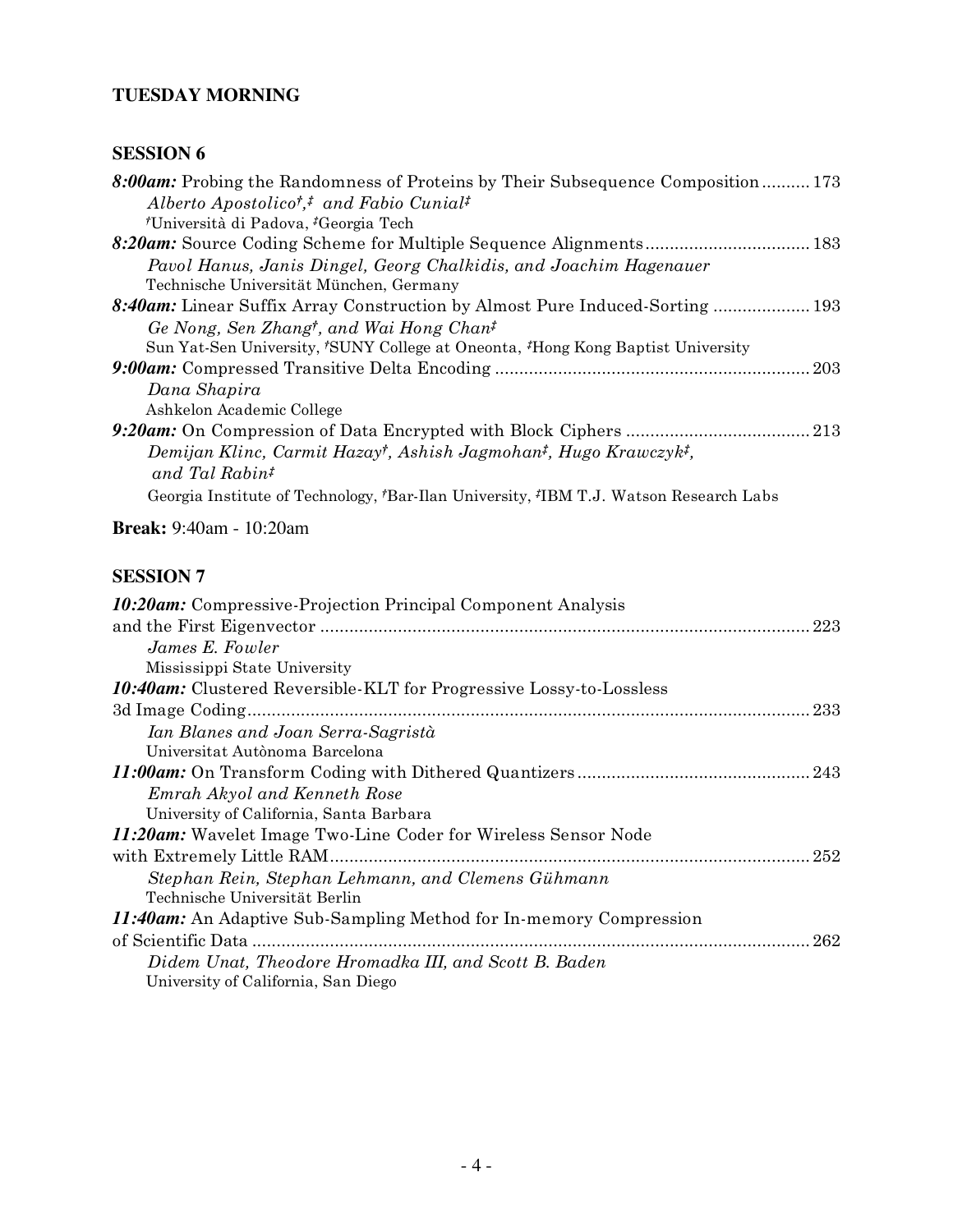## TUESDAY MORNING

### SESSION 6

***8:00am:*** Probing the Randomness of Proteins by Their Subsequence Composition .......... 173
*Alberto Apostolico[†,‡] and Fabio Cunial[‡]*
[†]Università di Padova, [‡]Georgia Tech

***8:20am:*** Source Coding Scheme for Multiple Sequence Alignments .................................. 183
*Pavol Hanus, Janis Dingel, Georg Chalkidis, and Joachim Hagenauer*
Technische Universität München, Germany

***8:40am:*** Linear Suffix Array Construction by Almost Pure Induced-Sorting .................... 193
*Ge Nong, Sen Zhang[†], and Wai Hong Chan[‡]*
Sun Yat-Sen University, [†]SUNY College at Oneonta, [‡]Hong Kong Baptist University

***9:00am:*** Compressed Transitive Delta Encoding ................................................................ 203
*Dana Shapira*
Ashkelon Academic College

***9:20am:*** On Compression of Data Encrypted with Block Ciphers ...................................... 213
*Demijan Klinc, Carmit Hazay[†], Ashish Jagmohan[‡], Hugo Krawczyk[‡], and Tal Rabin[‡]*
Georgia Institute of Technology, [†]Bar-Ilan University, [‡]IBM T.J. Watson Research Labs

**Break:** 9:40am - 10:20am

### SESSION 7

***10:20am:*** Compressive-Projection Principal Component Analysis and the First Eigenvector .................................................................................................... 223
*James E. Fowler*
Mississippi State University

***10:40am:*** Clustered Reversible-KLT for Progressive Lossy-to-Lossless 3d Image Coding.................................................................................................................... 233
*Ian Blanes and Joan Serra-Sagristà*
Universitat Autònoma Barcelona

***11:00am:*** On Transform Coding with Dithered Quantizers ................................................ 243
*Emrah Akyol and Kenneth Rose*
University of California, Santa Barbara

***11:20am:*** Wavelet Image Two-Line Coder for Wireless Sensor Node with Extremely Little RAM................................................................................................... 252
*Stephan Rein, Stephan Lehmann, and Clemens Gühmann*
Technische Universität Berlin

***11:40am:*** An Adaptive Sub-Sampling Method for In-memory Compression of Scientific Data .................................................................................................................. 262
*Didem Unat, Theodore Hromadka III, and Scott B. Baden*
University of California, San Diego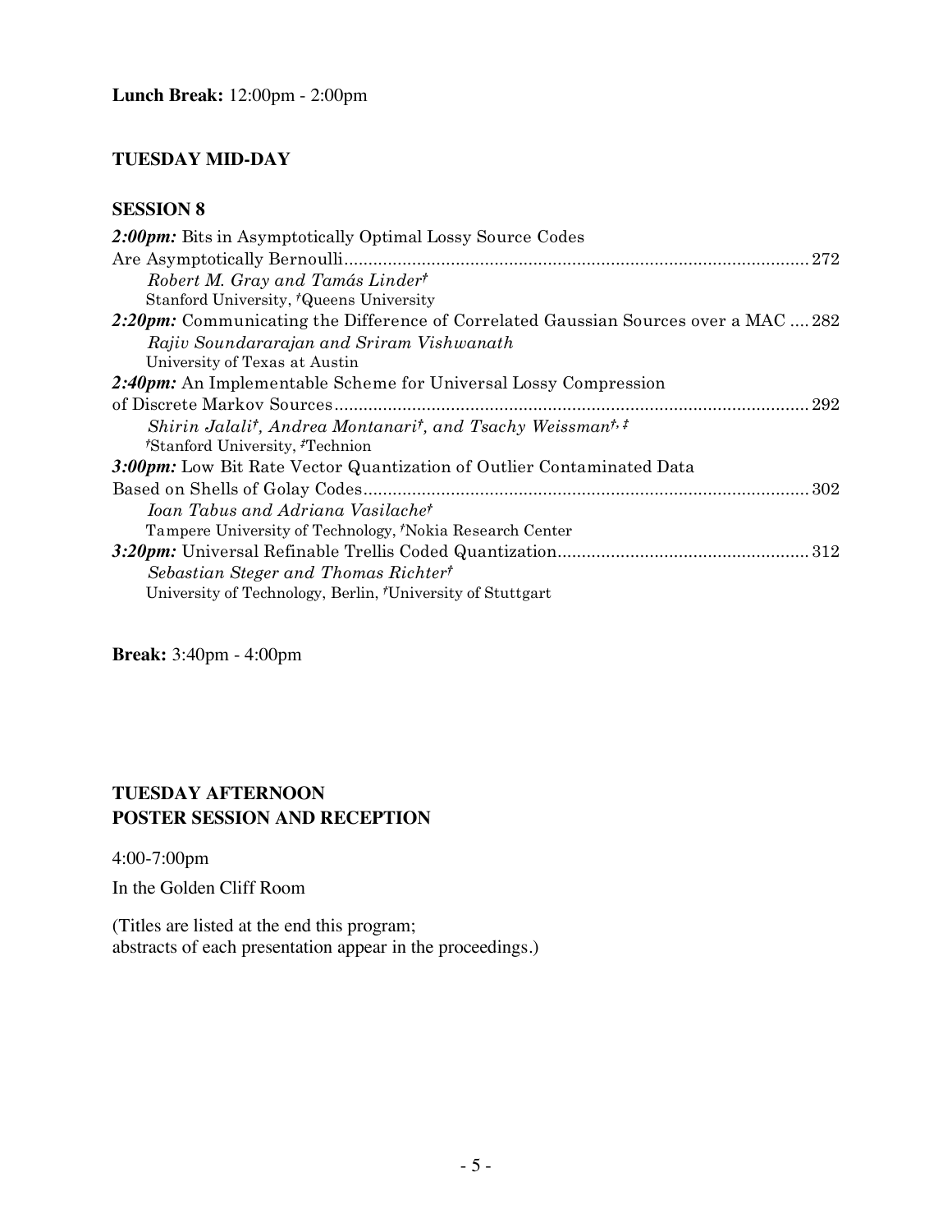**Lunch Break:** 12:00pm - 2:00pm

## TUESDAY MID-DAY

### SESSION 8

***2:00pm:*** Bits in Asymptotically Optimal Lossy Source Codes Are Asymptotically Bernoulli ........ 272
*Robert M. Gray and Tamás Linder*[†]
Stanford University, [†]Queens University

***2:20pm:*** Communicating the Difference of Correlated Gaussian Sources over a MAC .... 282
*Rajiv Soundararajan and Sriram Vishwanath*
University of Texas at Austin

***2:40pm:*** An Implementable Scheme for Universal Lossy Compression of Discrete Markov Sources ........ 292
*Shirin Jalali*[†]*, Andrea Montanari*[†]*, and Tsachy Weissman*[†, ‡]
[†]Stanford University, [‡]Technion

***3:00pm:*** Low Bit Rate Vector Quantization of Outlier Contaminated Data Based on Shells of Golay Codes ........ 302
*Ioan Tabus and Adriana Vasilache*[†]
Tampere University of Technology, [†]Nokia Research Center

***3:20pm:*** Universal Refinable Trellis Coded Quantization ........ 312
*Sebastian Steger and Thomas Richter*[†]
University of Technology, Berlin, [†]University of Stuttgart

**Break:** 3:40pm - 4:00pm

## TUESDAY AFTERNOON
## POSTER SESSION AND RECEPTION

4:00-7:00pm

In the Golden Cliff Room

(Titles are listed at the end this program;
abstracts of each presentation appear in the proceedings.)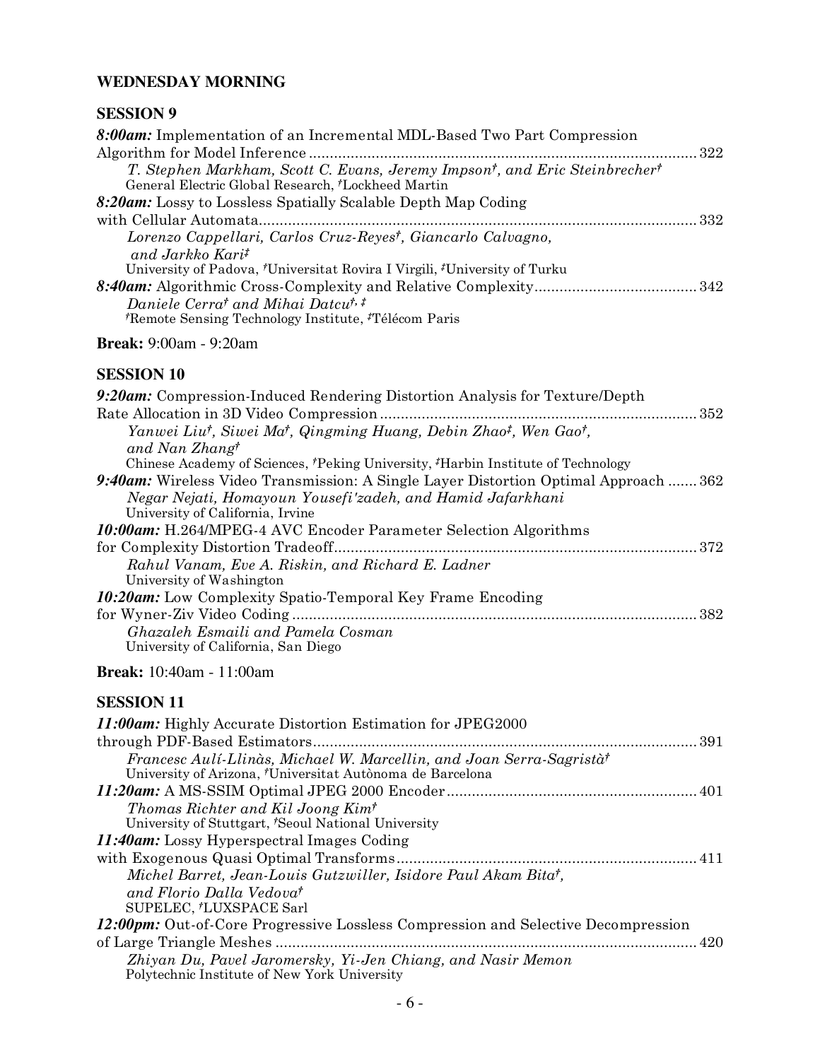## WEDNESDAY MORNING

### SESSION 9

***8:00am:*** Implementation of an Incremental MDL-Based Two Part Compression Algorithm for Model Inference ........ 322
*T. Stephen Markham, Scott C. Evans, Jeremy Impson[†], and Eric Steinbrecher[†]*
General Electric Global Research, [†]Lockheed Martin

***8:20am:*** Lossy to Lossless Spatially Scalable Depth Map Coding with Cellular Automata ........ 332
*Lorenzo Cappellari, Carlos Cruz-Reyes[†], Giancarlo Calvagno, and Jarkko Kari[‡]*
University of Padova, [†]Universitat Rovira I Virgili, [‡]University of Turku

***8:40am:*** Algorithmic Cross-Complexity and Relative Complexity ........ 342
*Daniele Cerra[†] and Mihai Datcu[†, ‡]*
[†]Remote Sensing Technology Institute, [‡]Télécom Paris

**Break:** 9:00am - 9:20am

### SESSION 10

***9:20am:*** Compression-Induced Rendering Distortion Analysis for Texture/Depth Rate Allocation in 3D Video Compression ........ 352
*Yanwei Liu[†], Siwei Ma[†], Qingming Huang, Debin Zhao[‡], Wen Gao[†], and Nan Zhang[†]*
Chinese Academy of Sciences, [†]Peking University, [‡]Harbin Institute of Technology

***9:40am:*** Wireless Video Transmission: A Single Layer Distortion Optimal Approach ........ 362
*Negar Nejati, Homayoun Yousefi'zadeh, and Hamid Jafarkhani*
University of California, Irvine

***10:00am:*** H.264/MPEG-4 AVC Encoder Parameter Selection Algorithms for Complexity Distortion Tradeoff ........ 372
*Rahul Vanam, Eve A. Riskin, and Richard E. Ladner*
University of Washington

***10:20am:*** Low Complexity Spatio-Temporal Key Frame Encoding for Wyner-Ziv Video Coding ........ 382
*Ghazaleh Esmaili and Pamela Cosman*
University of California, San Diego

**Break:** 10:40am - 11:00am

### SESSION 11

***11:00am:*** Highly Accurate Distortion Estimation for JPEG2000 through PDF-Based Estimators ........ 391
*Francesc Aulí-Llinàs, Michael W. Marcellin, and Joan Serra-Sagristà[†]*
University of Arizona, [†]Universitat Autònoma de Barcelona

***11:20am:*** A MS-SSIM Optimal JPEG 2000 Encoder ........ 401
*Thomas Richter and Kil Joong Kim[†]*
University of Stuttgart, [†]Seoul National University

***11:40am:*** Lossy Hyperspectral Images Coding with Exogenous Quasi Optimal Transforms ........ 411
*Michel Barret, Jean-Louis Gutzwiller, Isidore Paul Akam Bita[†], and Florio Dalla Vedova[†]*
SUPELEC, [†]LUXSPACE Sarl

***12:00pm:*** Out-of-Core Progressive Lossless Compression and Selective Decompression of Large Triangle Meshes ........ 420
*Zhiyan Du, Pavel Jaromersky, Yi-Jen Chiang, and Nasir Memon*
Polytechnic Institute of New York University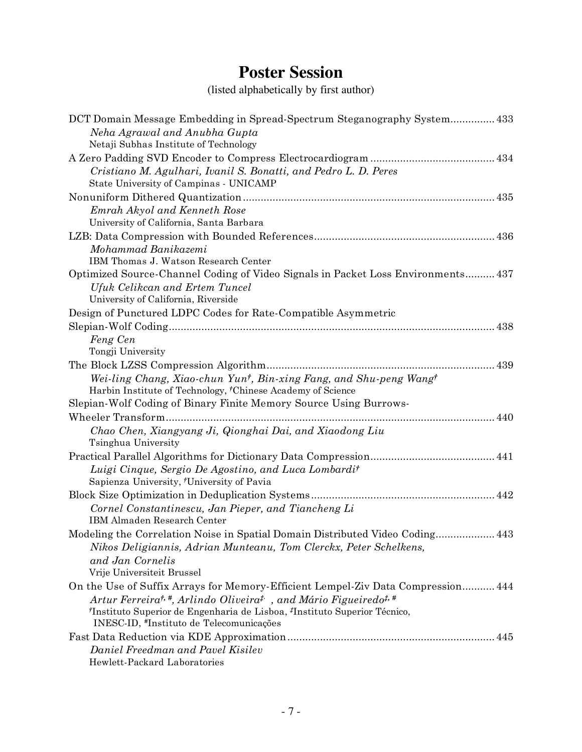# Poster Session

(listed alphabetically by first author)

DCT Domain Message Embedding in Spread-Spectrum Steganography System............... 433
*Neha Agrawal and Anubha Gupta*
Netaji Subhas Institute of Technology

A Zero Padding SVD Encoder to Compress Electrocardiogram .......................................... 434
*Cristiano M. Agulhari, Ivanil S. Bonatti, and Pedro L. D. Peres*
State University of Campinas - UNICAMP

Nonuniform Dithered Quantization ..................................................................................... 435
*Emrah Akyol and Kenneth Rose*
University of California, Santa Barbara

LZB: Data Compression with Bounded References............................................................ 436
*Mohammad Banikazemi*
IBM Thomas J. Watson Research Center

Optimized Source-Channel Coding of Video Signals in Packet Loss Environments.......... 437
*Ufuk Celikcan and Ertem Tuncel*
University of California, Riverside

Design of Punctured LDPC Codes for Rate-Compatible Asymmetric
Slepian-Wolf Coding............................................................................................................. 438
*Feng Cen*
Tongji University

The Block LZSS Compression Algorithm............................................................................ 439
*Wei-ling Chang, Xiao-chun Yun[†], Bin-xing Fang, and Shu-peng Wang[†]*
Harbin Institute of Technology, [†]Chinese Academy of Science

Slepian-Wolf Coding of Binary Finite Memory Source Using Burrows-
Wheeler Transform............................................................................................................... 440
*Chao Chen, Xiangyang Ji, Qionghai Dai, and Xiaodong Liu*
Tsinghua University

Practical Parallel Algorithms for Dictionary Data Compression.......................................... 441
*Luigi Cinque, Sergio De Agostino, and Luca Lombardi[†]*
Sapienza University, [†]University of Pavia

Block Size Optimization in Deduplication Systems............................................................. 442
*Cornel Constantinescu, Jan Pieper, and Tiancheng Li*
IBM Almaden Research Center

Modeling the Correlation Noise in Spatial Domain Distributed Video Coding.................... 443
*Nikos Deligiannis, Adrian Munteanu, Tom Clerckx, Peter Schelkens, and Jan Cornelis*
Vrije Universiteit Brussel

On the Use of Suffix Arrays for Memory-Efficient Lempel-Ziv Data Compression........... 444
*Artur Ferreira[†, #], Arlindo Oliveira[‡], and Mário Figueiredo[‡, #]*
[†]Instituto Superior de Engenharia de Lisboa, [‡]Instituto Superior Técnico, INESC-ID, [#]Instituto de Telecomunicações

Fast Data Reduction via KDE Approximation..................................................................... 445
*Daniel Freedman and Pavel Kisilev*
Hewlett-Packard Laboratories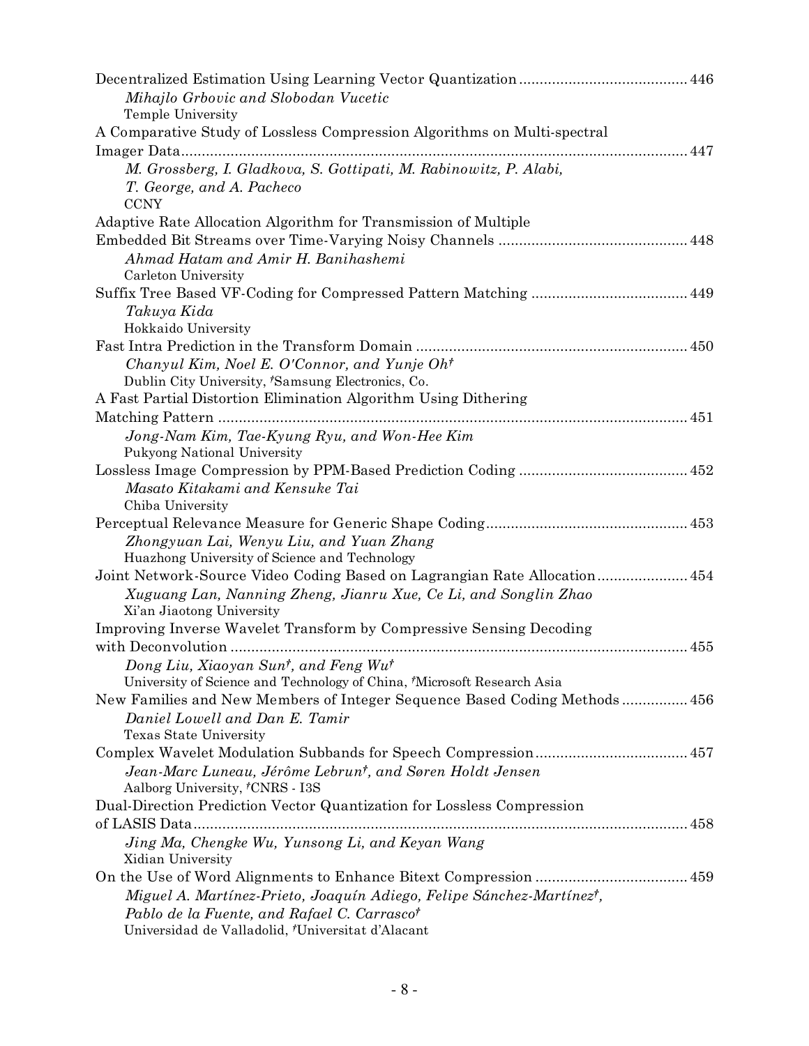Decentralized Estimation Using Learning Vector Quantization ........................................ 446

*Mihajlo Grbovic and Slobodan Vucetic*
Temple University

A Comparative Study of Lossless Compression Algorithms on Multi-spectral Imager Data ........................................................................................................... 447

*M. Grossberg, I. Gladkova, S. Gottipati, M. Rabinowitz, P. Alabi, T. George, and A. Pacheco*
CCNY

Adaptive Rate Allocation Algorithm for Transmission of Multiple Embedded Bit Streams over Time-Varying Noisy Channels ............................................. 448

*Ahmad Hatam and Amir H. Banihashemi*
Carleton University

Suffix Tree Based VF-Coding for Compressed Pattern Matching ...................................... 449

*Takuya Kida*
Hokkaido University

Fast Intra Prediction in the Transform Domain .................................................................. 450

*Chanyul Kim, Noel E. O'Connor, and Yunje Oh†*
Dublin City University, †Samsung Electronics, Co.

A Fast Partial Distortion Elimination Algorithm Using Dithering Matching Pattern .................................................................................................................. 451

*Jong-Nam Kim, Tae-Kyung Ryu, and Won-Hee Kim*
Pukyong National University

Lossless Image Compression by PPM-Based Prediction Coding ......................................... 452

*Masato Kitakami and Kensuke Tai*
Chiba University

Perceptual Relevance Measure for Generic Shape Coding................................................ 453

*Zhongyuan Lai, Wenyu Liu, and Yuan Zhang*
Huazhong University of Science and Technology

Joint Network-Source Video Coding Based on Lagrangian Rate Allocation...................... 454

*Xuguang Lan, Nanning Zheng, Jianru Xue, Ce Li, and Songlin Zhao*
Xi'an Jiaotong University

Improving Inverse Wavelet Transform by Compressive Sensing Decoding with Deconvolution ................................................................................................................ 455

*Dong Liu, Xiaoyan Sun†, and Feng Wu†*
University of Science and Technology of China, †Microsoft Research Asia

New Families and New Members of Integer Sequence Based Coding Methods ................ 456

*Daniel Lowell and Dan E. Tamir*
Texas State University

Complex Wavelet Modulation Subbands for Speech Compression..................................... 457

*Jean-Marc Luneau, Jérôme Lebrun†, and Søren Holdt Jensen*
Aalborg University, †CNRS - I3S

Dual-Direction Prediction Vector Quantization for Lossless Compression of LASIS Data........................................................................................................................ 458

*Jing Ma, Chengke Wu, Yunsong Li, and Keyan Wang*
Xidian University

On the Use of Word Alignments to Enhance Bitext Compression ..................................... 459

*Miguel A. Martínez-Prieto, Joaquín Adiego, Felipe Sánchez-Martínez†, Pablo de la Fuente, and Rafael C. Carrasco†*
Universidad de Valladolid, †Universitat d'Alacant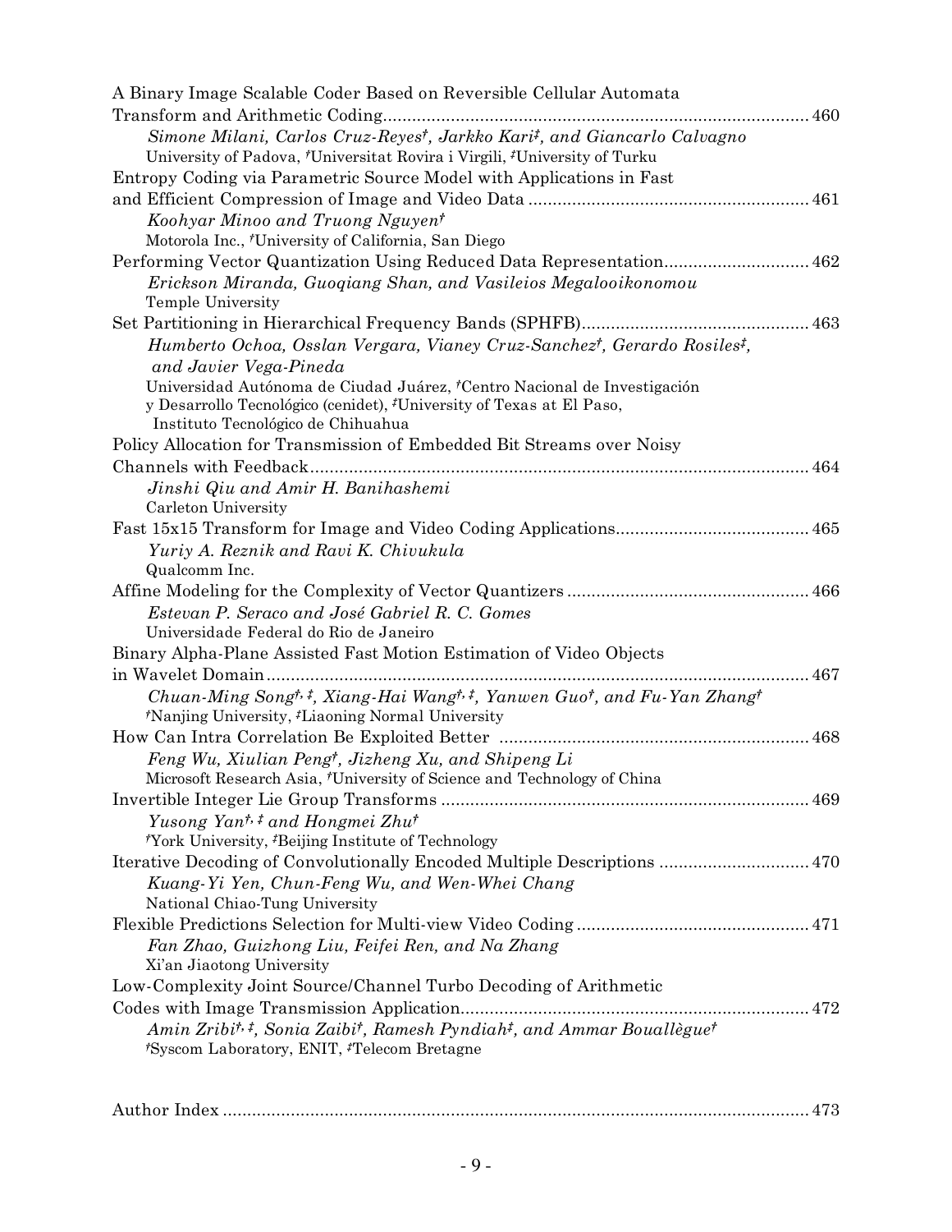A Binary Image Scalable Coder Based on Reversible Cellular Automata Transform and Arithmetic Coding ........................................................................................................ 460

*Simone Milani, Carlos Cruz-Reyes†, Jarkko Kari‡, and Giancarlo Calvagno*
University of Padova, †Universitat Rovira i Virgili, ‡University of Turku

Entropy Coding via Parametric Source Model with Applications in Fast and Efficient Compression of Image and Video Data .......................................................... 461

*Koohyar Minoo and Truong Nguyen†*
Motorola Inc., †University of California, San Diego

Performing Vector Quantization Using Reduced Data Representation.............................. 462

*Erickson Miranda, Guoqiang Shan, and Vasileios Megalooikonomou*
Temple University

Set Partitioning in Hierarchical Frequency Bands (SPHFB)............................................... 463

*Humberto Ochoa, Osslan Vergara, Vianey Cruz-Sanchez†, Gerardo Rosiles‡, and Javier Vega-Pineda*
Universidad Autónoma de Ciudad Juárez, †Centro Nacional de Investigación y Desarrollo Tecnológico (cenidet), ‡University of Texas at El Paso, Instituto Tecnológico de Chihuahua

Policy Allocation for Transmission of Embedded Bit Streams over Noisy Channels with Feedback....................................................................................................... 464

*Jinshi Qiu and Amir H. Banihashemi*
Carleton University

Fast 15x15 Transform for Image and Video Coding Applications........................................ 465

*Yuriy A. Reznik and Ravi K. Chivukula*
Qualcomm Inc.

Affine Modeling for the Complexity of Vector Quantizers .................................................. 466

*Estevan P. Seraco and José Gabriel R. C. Gomes*
Universidade Federal do Rio de Janeiro

Binary Alpha-Plane Assisted Fast Motion Estimation of Video Objects in Wavelet Domain................................................................................................................ 467

*Chuan-Ming Song†, ‡, Xiang-Hai Wang†, ‡, Yanwen Guo†, and Fu-Yan Zhang†*
†Nanjing University, ‡Liaoning Normal University

How Can Intra Correlation Be Exploited Better ................................................................ 468

*Feng Wu, Xiulian Peng†, Jizheng Xu, and Shipeng Li*
Microsoft Research Asia, †University of Science and Technology of China

Invertible Integer Lie Group Transforms ............................................................................ 469

*Yusong Yan†, ‡ and Hongmei Zhu†*
†York University, ‡Beijing Institute of Technology

Iterative Decoding of Convolutionally Encoded Multiple Descriptions ............................... 470

*Kuang-Yi Yen, Chun-Feng Wu, and Wen-Whei Chang*
National Chiao-Tung University

Flexible Predictions Selection for Multi-view Video Coding ................................................ 471

*Fan Zhao, Guizhong Liu, Feifei Ren, and Na Zhang*
Xi'an Jiaotong University

Low-Complexity Joint Source/Channel Turbo Decoding of Arithmetic Codes with Image Transmission Application......................................................................... 472

*Amin Zribi†, ‡, Sonia Zaibi†, Ramesh Pyndiah‡, and Ammar Bouallègue†*
†Syscom Laboratory, ENIT, ‡Telecom Bretagne

Author Index .......................................................................................................................... 473